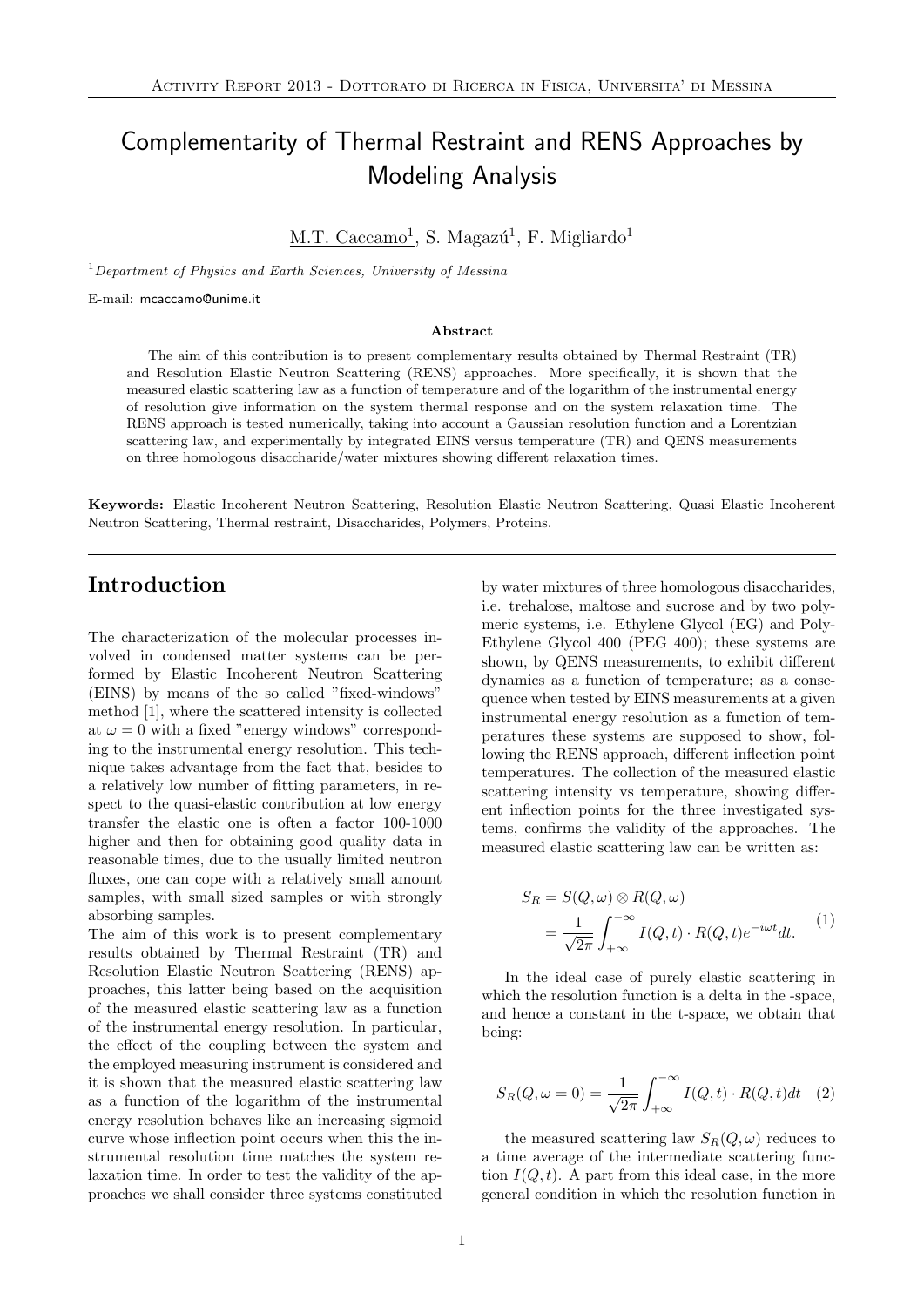# Complementarity of Thermal Restraint and RENS Approaches by Modeling Analysis

M.T. Caccamo[1], S. Magazú[1], F. Migliardo[1]

[1] *Department of Physics and Earth Sciences, University of Messina*

E-mail: mcaccamo@unime.it

**Abstract**

The aim of this contribution is to present complementary results obtained by Thermal Restraint (TR) and Resolution Elastic Neutron Scattering (RENS) approaches. More specifically, it is shown that the measured elastic scattering law as a function of temperature and of the logarithm of the instrumental energy of resolution give information on the system thermal response and on the system relaxation time. The RENS approach is tested numerically, taking into account a Gaussian resolution function and a Lorentzian scattering law, and experimentally by integrated EINS versus temperature (TR) and QENS measurements on three homologous disaccharide/water mixtures showing different relaxation times.

**Keywords:** Elastic Incoherent Neutron Scattering, Resolution Elastic Neutron Scattering, Quasi Elastic Incoherent Neutron Scattering, Thermal restraint, Disaccharides, Polymers, Proteins.

## Introduction

The characterization of the molecular processes involved in condensed matter systems can be performed by Elastic Incoherent Neutron Scattering (EINS) by means of the so called "fixed-windows" method [1], where the scattered intensity is collected at $\omega = 0$ with a fixed "energy windows" corresponding to the instrumental energy resolution. This technique takes advantage from the fact that, besides to a relatively low number of fitting parameters, in respect to the quasi-elastic contribution at low energy transfer the elastic one is often a factor 100-1000 higher and then for obtaining good quality data in reasonable times, due to the usually limited neutron fluxes, one can cope with a relatively small amount samples, with small sized samples or with strongly absorbing samples.

The aim of this work is to present complementary results obtained by Thermal Restraint (TR) and Resolution Elastic Neutron Scattering (RENS) approaches, this latter being based on the acquisition of the measured elastic scattering law as a function of the instrumental energy resolution. In particular, the effect of the coupling between the system and the employed measuring instrument is considered and it is shown that the measured elastic scattering law as a function of the logarithm of the instrumental energy resolution behaves like an increasing sigmoid curve whose inflection point occurs when this the instrumental resolution time matches the system relaxation time. In order to test the validity of the approaches we shall consider three systems constituted by water mixtures of three homologous disaccharides, i.e. trehalose, maltose and sucrose and by two polymeric systems, i.e. Ethylene Glycol (EG) and Poly-Ethylene Glycol 400 (PEG 400); these systems are shown, by QENS measurements, to exhibit different dynamics as a function of temperature; as a consequence when tested by EINS measurements at a given instrumental energy resolution as a function of temperatures these systems are supposed to show, following the RENS approach, different inflection point temperatures. The collection of the measured elastic scattering intensity vs temperature, showing different inflection points for the three investigated systems, confirms the validity of the approaches. The measured elastic scattering law can be written as:

$$
\begin{aligned}
S_R &= S(Q,\omega) \otimes R(Q,\omega) \\
&= \frac{1}{\sqrt{2\pi}} \int_{+\infty}^{-\infty} I(Q,t) \cdot R(Q,t) e^{-i\omega t} dt.
\end{aligned}
\tag{1}
$$

In the ideal case of purely elastic scattering in which the resolution function is a delta in the -space, and hence a constant in the t-space, we obtain that being:

$$
S_R(Q,\omega=0) = \frac{1}{\sqrt{2\pi}} \int_{+\infty}^{-\infty} I(Q,t) \cdot R(Q,t) dt \tag{2}
$$

the measured scattering law $S_R(Q,\omega)$ reduces to a time average of the intermediate scattering function $I(Q,t)$. A part from this ideal case, in the more general condition in which the resolution function in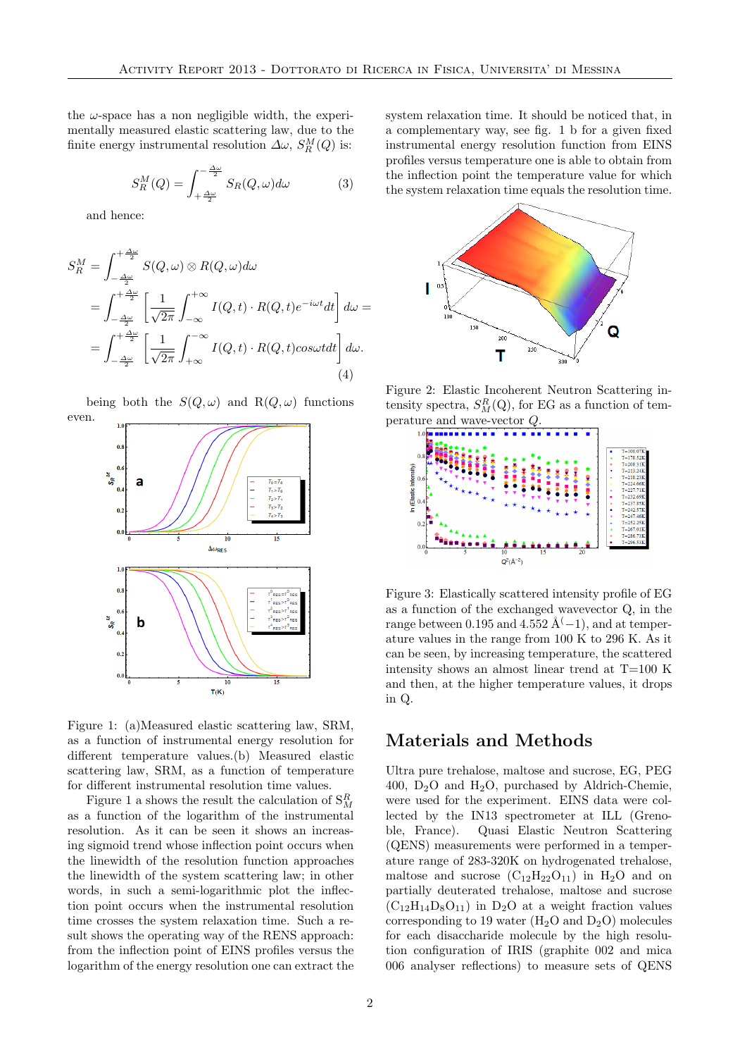the $\omega$-space has a non negligible width, the experimentally measured elastic scattering law, due to the finite energy instrumental resolution $\Delta\omega$, $S_R^M(Q)$ is:

$$S_R^M(Q) = \int_{+\frac{\Delta\omega}{2}}^{-\frac{\Delta\omega}{2}} S_R(Q,\omega)d\omega \tag{3}$$

and hence:

$$\begin{aligned}
S_R^M &= \int_{-\frac{\Delta\omega}{2}}^{+\frac{\Delta\omega}{2}} S(Q,\omega) \otimes R(Q,\omega)d\omega \\
&= \int_{-\frac{\Delta\omega}{2}}^{+\frac{\Delta\omega}{2}} \left[\frac{1}{\sqrt{2\pi}}\int_{-\infty}^{+\infty} I(Q,t)\cdot R(Q,t)e^{-i\omega t}dt\right] d\omega = \\
&= \int_{-\frac{\Delta\omega}{2}}^{+\frac{\Delta\omega}{2}} \left[\frac{1}{\sqrt{2\pi}}\int_{+\infty}^{-\infty} I(Q,t)\cdot R(Q,t)cos\omega t dt\right] d\omega.
\end{aligned} \tag{4}$$

being both the $S(Q,\omega)$ and $\mathrm{R}(Q,\omega)$ functions even.

Figure 1: (a)Measured elastic scattering law, SRM, as a function of instrumental energy resolution for different temperature values.(b) Measured elastic scattering law, SRM, as a function of temperature for different instrumental resolution time values.

Figure 1 a shows the result the calculation of $S_M^R$ as a function of the logarithm of the instrumental resolution. As it can be seen it shows an increasing sigmoid trend whose inflection point occurs when the linewidth of the resolution function approaches the linewidth of the system scattering law; in other words, in such a semi-logarithmic plot the inflection point occurs when the instrumental resolution time crosses the system relaxation time. Such a result shows the operating way of the RENS approach: from the inflection point of EINS profiles versus the logarithm of the energy resolution one can extract the system relaxation time. It should be noticed that, in a complementary way, see fig. 1 b for a given fixed instrumental energy resolution function from EINS profiles versus temperature one is able to obtain from the inflection point the temperature value for which the system relaxation time equals the resolution time.

Figure 2: Elastic Incoherent Neutron Scattering intensity spectra, $S_M^R$(Q), for EG as a function of temperature and wave-vector $Q$.

Figure 3: Elastically scattered intensity profile of EG as a function of the exchanged wavevector Q, in the range between 0.195 and 4.552 Å$^{(}-1)$, and at temperature values in the range from 100 K to 296 K. As it can be seen, by increasing temperature, the scattered intensity shows an almost linear trend at T=100 K and then, at the higher temperature values, it drops in Q.

## Materials and Methods

Ultra pure trehalose, maltose and sucrose, EG, PEG 400, $D_2O$ and $H_2O$, purchased by Aldrich-Chemie, were used for the experiment. EINS data were collected by the IN13 spectrometer at ILL (Grenoble, France). Quasi Elastic Neutron Scattering (QENS) measurements were performed in a temperature range of 283-320K on hydrogenated trehalose, maltose and sucrose ($C_{12}H_{22}O_{11}$) in $H_2O$ and on partially deuterated trehalose, maltose and sucrose ($C_{12}H_{14}D_8O_{11}$) in $D_2O$ at a weight fraction values corresponding to 19 water ($H_2O$ and $D_2O$) molecules for each disaccharide molecule by the high resolution configuration of IRIS (graphite 002 and mica 006 analyser reflections) to measure sets of QENS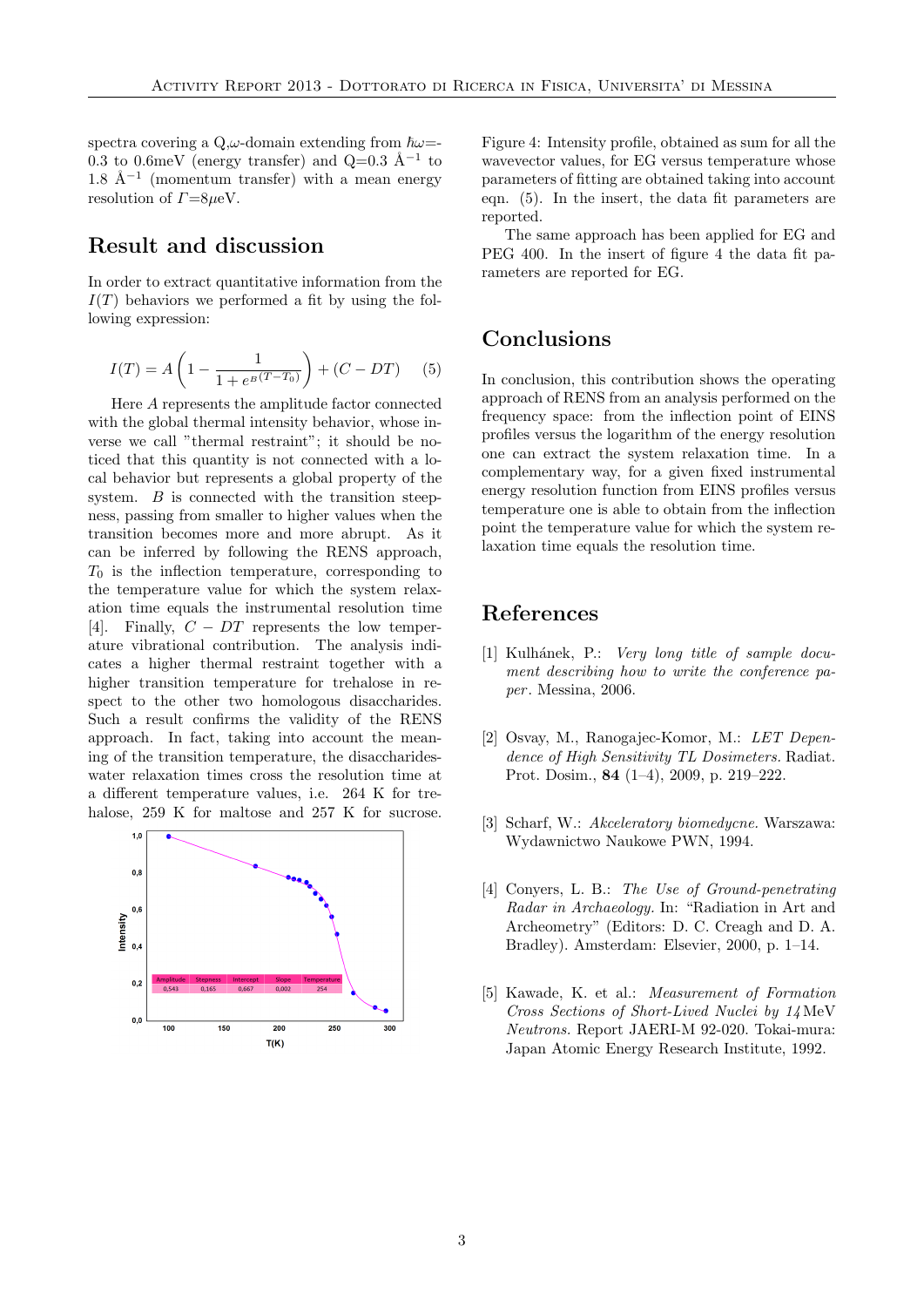spectra covering a Q,$\omega$-domain extending from $\hbar\omega$=-0.3 to 0.6meV (energy transfer) and Q=0.3 Å$^{-1}$ to 1.8 Å$^{-1}$ (momentum transfer) with a mean energy resolution of $\Gamma$=8$\mu$eV.

## Result and discussion

In order to extract quantitative information from the $I(T)$ behaviors we performed a fit by using the following expression:

$$I(T) = A\left(1 - \frac{1}{1 + e^{B(T-T_0)}}\right) + (C - DT) \quad (5)$$

Here $A$ represents the amplitude factor connected with the global thermal intensity behavior, whose inverse we call "thermal restraint"; it should be noticed that this quantity is not connected with a local behavior but represents a global property of the system. $B$ is connected with the transition steepness, passing from smaller to higher values when the transition becomes more and more abrupt. As it can be inferred by following the RENS approach, $T_0$ is the inflection temperature, corresponding to the temperature value for which the system relaxation time equals the instrumental resolution time [4]. Finally, $C - DT$ represents the low temperature vibrational contribution. The analysis indicates a higher thermal restraint together with a higher transition temperature for trehalose in respect to the other two homologous disaccharides. Such a result confirms the validity of the RENS approach. In fact, taking into account the meaning of the transition temperature, the disaccharides-water relaxation times cross the resolution time at a different temperature values, i.e. 264 K for trehalose, 259 K for maltose and 257 K for sucrose.

Intensity

T(K)

1,0
0,8
0,6
0,4
0,2
0,0

100
150
200
250
300

Amplitude | Stepness | Intercept | Slope | Temperature
0,543 | 0,165 | 0,667 | 0,002 | 254

Figure 4: Intensity profile, obtained as sum for all the wavevector values, for EG versus temperature whose parameters of fitting are obtained taking into account eqn. (5). In the insert, the data fit parameters are reported.

The same approach has been applied for EG and PEG 400. In the insert of figure 4 the data fit parameters are reported for EG.

## Conclusions

In conclusion, this contribution shows the operating approach of RENS from an analysis performed on the frequency space: from the inflection point of EINS profiles versus the logarithm of the energy resolution one can extract the system relaxation time. In a complementary way, for a given fixed instrumental energy resolution function from EINS profiles versus temperature one is able to obtain from the inflection point the temperature value for which the system relaxation time equals the resolution time.

## References

[1] Kulhánek, P.: *Very long title of sample document describing how to write the conference paper*. Messina, 2006.

[2] Osvay, M., Ranogajec-Komor, M.: *LET Dependence of High Sensitivity TL Dosimeters.* Radiat. Prot. Dosim., **84** (1–4), 2009, p. 219–222.

[3] Scharf, W.: *Akceleratory biomedycne.* Warszawa: Wydawnictwo Naukowe PWN, 1994.

[4] Conyers, L. B.: *The Use of Ground-penetrating Radar in Archaeology.* In: "Radiation in Art and Archeometry" (Editors: D. C. Creagh and D. A. Bradley). Amsterdam: Elsevier, 2000, p. 1–14.

[5] Kawade, K. et al.: *Measurement of Formation Cross Sections of Short-Lived Nuclei by 14* MeV *Neutrons.* Report JAERI-M 92-020. Tokai-mura: Japan Atomic Energy Research Institute, 1992.